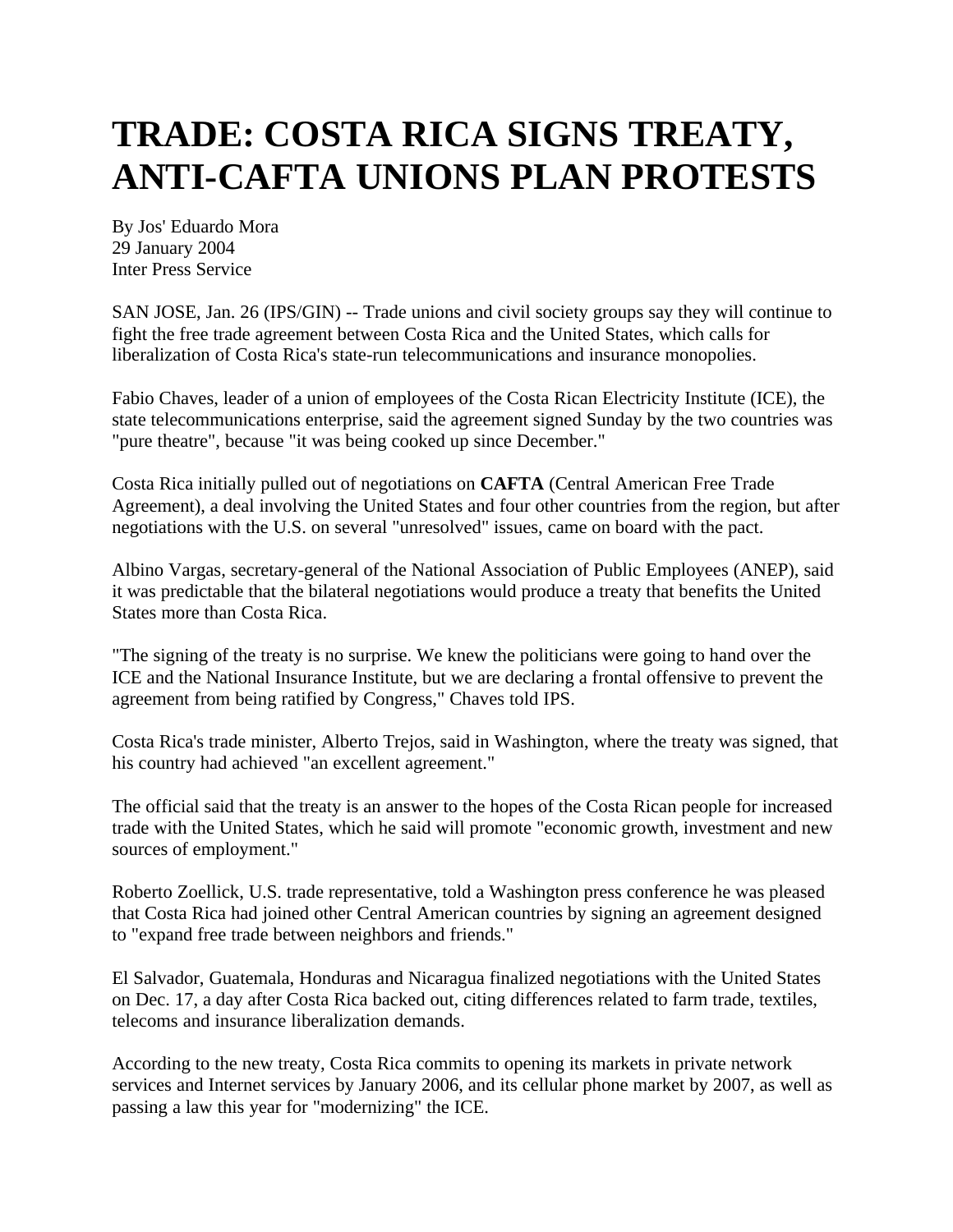# TRADE: COSTA RICA SIGNS TREATY, ANTI-CAFTA UNIONS PLAN PROTESTS

By Jos' Eduardo Mora
29 January 2004
Inter Press Service

SAN JOSE, Jan. 26 (IPS/GIN) -- Trade unions and civil society groups say they will continue to fight the free trade agreement between Costa Rica and the United States, which calls for liberalization of Costa Rica's state-run telecommunications and insurance monopolies.

Fabio Chaves, leader of a union of employees of the Costa Rican Electricity Institute (ICE), the state telecommunications enterprise, said the agreement signed Sunday by the two countries was "pure theatre", because "it was being cooked up since December."

Costa Rica initially pulled out of negotiations on **CAFTA** (Central American Free Trade Agreement), a deal involving the United States and four other countries from the region, but after negotiations with the U.S. on several "unresolved" issues, came on board with the pact.

Albino Vargas, secretary-general of the National Association of Public Employees (ANEP), said it was predictable that the bilateral negotiations would produce a treaty that benefits the United States more than Costa Rica.

"The signing of the treaty is no surprise. We knew the politicians were going to hand over the ICE and the National Insurance Institute, but we are declaring a frontal offensive to prevent the agreement from being ratified by Congress," Chaves told IPS.

Costa Rica's trade minister, Alberto Trejos, said in Washington, where the treaty was signed, that his country had achieved "an excellent agreement."

The official said that the treaty is an answer to the hopes of the Costa Rican people for increased trade with the United States, which he said will promote "economic growth, investment and new sources of employment."

Roberto Zoellick, U.S. trade representative, told a Washington press conference he was pleased that Costa Rica had joined other Central American countries by signing an agreement designed to "expand free trade between neighbors and friends."

El Salvador, Guatemala, Honduras and Nicaragua finalized negotiations with the United States on Dec. 17, a day after Costa Rica backed out, citing differences related to farm trade, textiles, telecoms and insurance liberalization demands.

According to the new treaty, Costa Rica commits to opening its markets in private network services and Internet services by January 2006, and its cellular phone market by 2007, as well as passing a law this year for "modernizing" the ICE.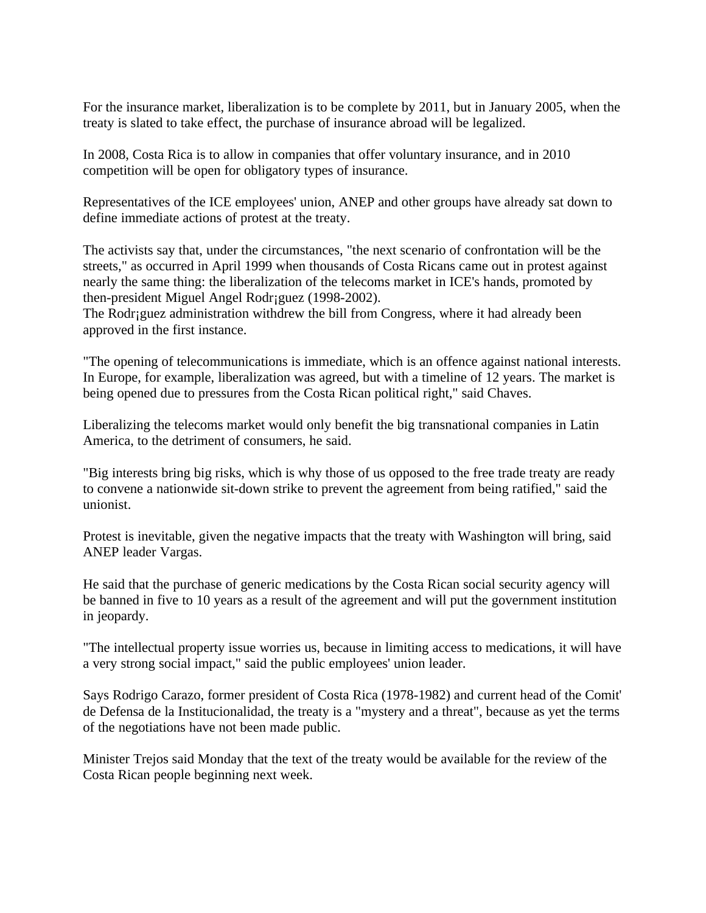For the insurance market, liberalization is to be complete by 2011, but in January 2005, when the treaty is slated to take effect, the purchase of insurance abroad will be legalized.

In 2008, Costa Rica is to allow in companies that offer voluntary insurance, and in 2010 competition will be open for obligatory types of insurance.

Representatives of the ICE employees' union, ANEP and other groups have already sat down to define immediate actions of protest at the treaty.

The activists say that, under the circumstances, "the next scenario of confrontation will be the streets," as occurred in April 1999 when thousands of Costa Ricans came out in protest against nearly the same thing: the liberalization of the telecoms market in ICE's hands, promoted by then-president Miguel Angel Rodr¡guez (1998-2002).
The Rodr¡guez administration withdrew the bill from Congress, where it had already been approved in the first instance.

"The opening of telecommunications is immediate, which is an offence against national interests. In Europe, for example, liberalization was agreed, but with a timeline of 12 years. The market is being opened due to pressures from the Costa Rican political right," said Chaves.

Liberalizing the telecoms market would only benefit the big transnational companies in Latin America, to the detriment of consumers, he said.

"Big interests bring big risks, which is why those of us opposed to the free trade treaty are ready to convene a nationwide sit-down strike to prevent the agreement from being ratified," said the unionist.

Protest is inevitable, given the negative impacts that the treaty with Washington will bring, said ANEP leader Vargas.

He said that the purchase of generic medications by the Costa Rican social security agency will be banned in five to 10 years as a result of the agreement and will put the government institution in jeopardy.

"The intellectual property issue worries us, because in limiting access to medications, it will have a very strong social impact," said the public employees' union leader.

Says Rodrigo Carazo, former president of Costa Rica (1978-1982) and current head of the Comit' de Defensa de la Institucionalidad, the treaty is a "mystery and a threat", because as yet the terms of the negotiations have not been made public.

Minister Trejos said Monday that the text of the treaty would be available for the review of the Costa Rican people beginning next week.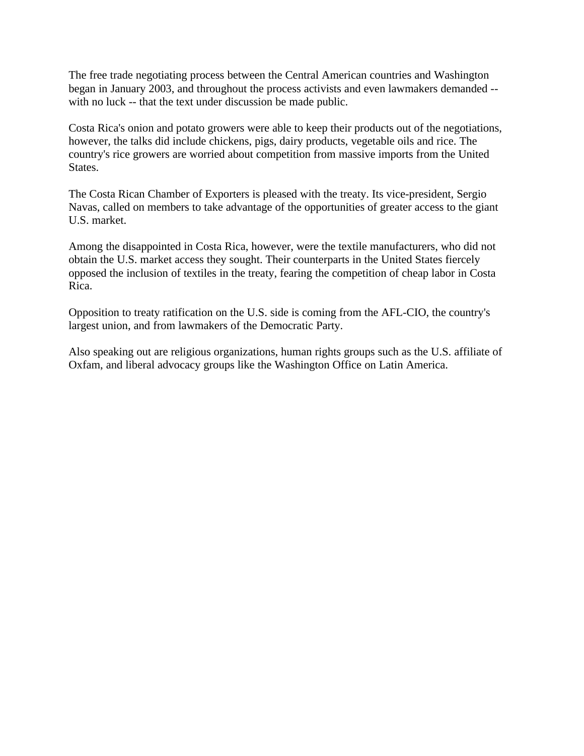The free trade negotiating process between the Central American countries and Washington began in January 2003, and throughout the process activists and even lawmakers demanded -- with no luck -- that the text under discussion be made public.

Costa Rica's onion and potato growers were able to keep their products out of the negotiations, however, the talks did include chickens, pigs, dairy products, vegetable oils and rice. The country's rice growers are worried about competition from massive imports from the United States.

The Costa Rican Chamber of Exporters is pleased with the treaty. Its vice-president, Sergio Navas, called on members to take advantage of the opportunities of greater access to the giant U.S. market.

Among the disappointed in Costa Rica, however, were the textile manufacturers, who did not obtain the U.S. market access they sought. Their counterparts in the United States fiercely opposed the inclusion of textiles in the treaty, fearing the competition of cheap labor in Costa Rica.

Opposition to treaty ratification on the U.S. side is coming from the AFL-CIO, the country's largest union, and from lawmakers of the Democratic Party.

Also speaking out are religious organizations, human rights groups such as the U.S. affiliate of Oxfam, and liberal advocacy groups like the Washington Office on Latin America.